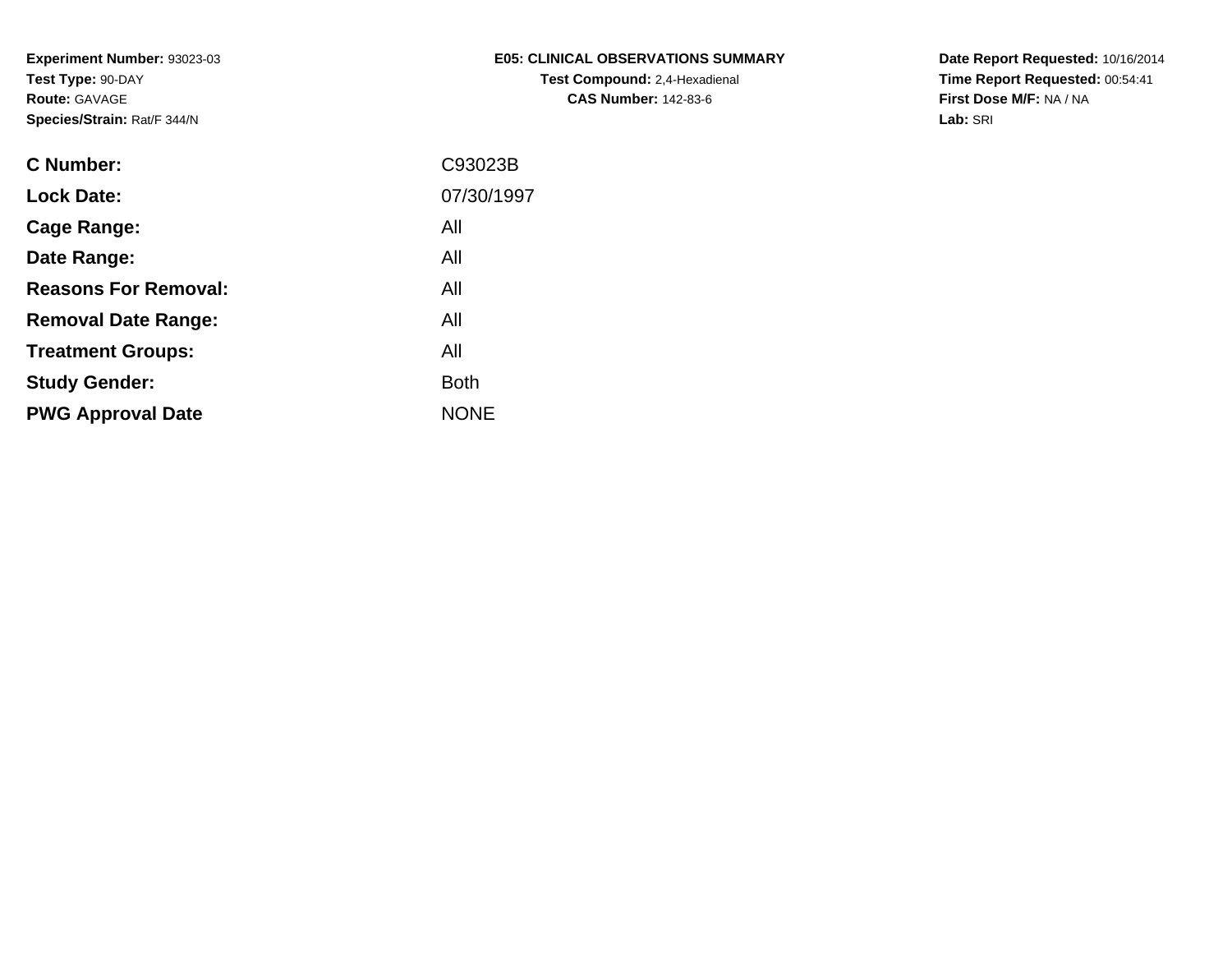**Experiment Number:** 93023-03
**Test Type:** 90-DAY
**Route:** GAVAGE
**Species/Strain:** Rat/F 344/N

**E05: CLINICAL OBSERVATIONS SUMMARY**
**Test Compound:** 2,4-Hexadienal
**CAS Number:** 142-83-6

**Date Report Requested:** 10/16/2014
**Time Report Requested:** 00:54:41
**First Dose M/F:** NA / NA
**Lab:** SRI

| | |
|---|---|
| **C Number:** | C93023B |
| **Lock Date:** | 07/30/1997 |
| **Cage Range:** | All |
| **Date Range:** | All |
| **Reasons For Removal:** | All |
| **Removal Date Range:** | All |
| **Treatment Groups:** | All |
| **Study Gender:** | Both |
| **PWG Approval Date** | NONE |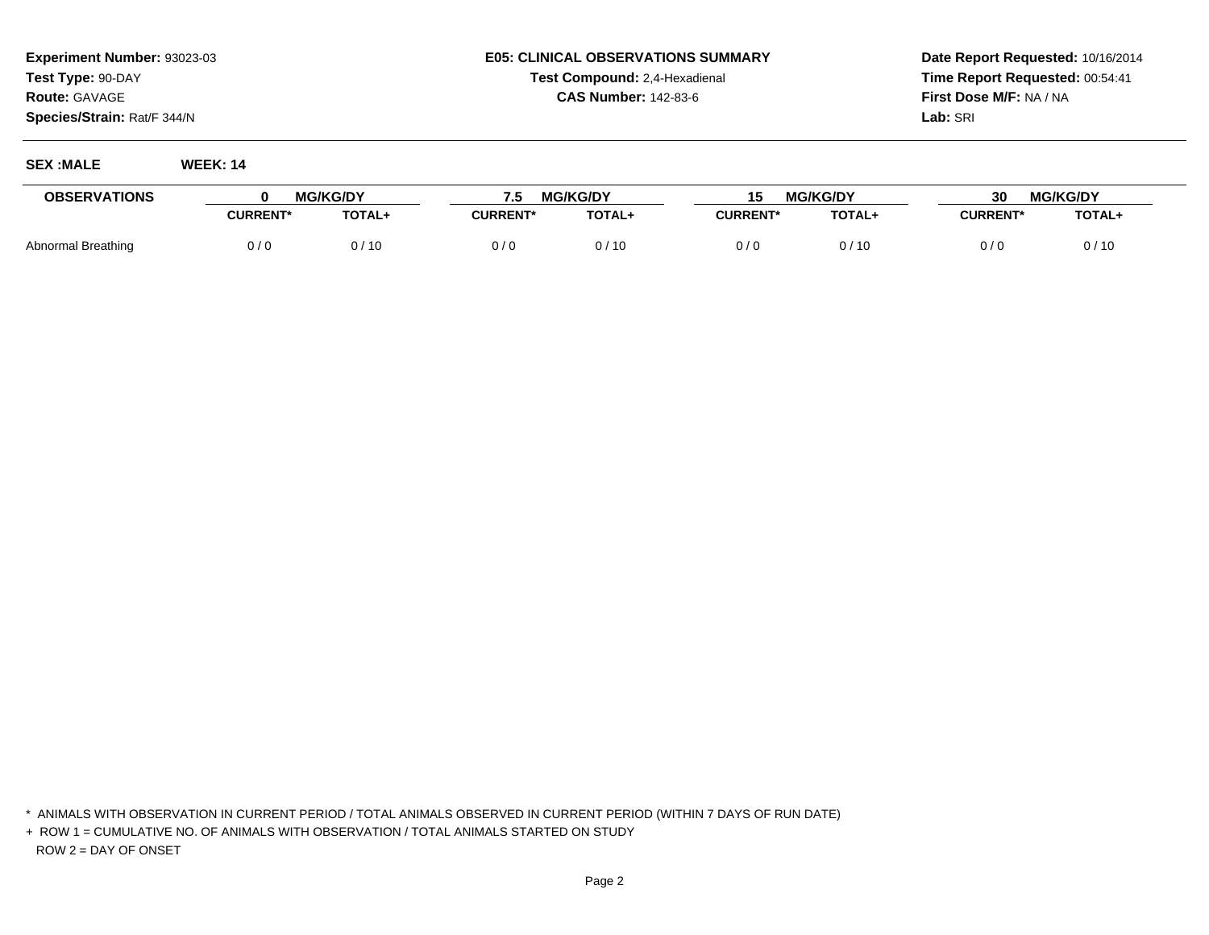**Experiment Number:** 93023-03
**Test Type:** 90-DAY
**Route:** GAVAGE
**Species/Strain:** Rat/F 344/N

**E05: CLINICAL OBSERVATIONS SUMMARY**
**Test Compound:** 2,4-Hexadienal
**CAS Number:** 142-83-6

**Date Report Requested:** 10/16/2014
**Time Report Requested:** 00:54:41
**First Dose M/F:** NA / NA
**Lab:** SRI

**SEX :MALE** **WEEK: 14**

| OBSERVATIONS | 0 MG/KG/DY | | 7.5 MG/KG/DY | | 15 MG/KG/DY | | 30 MG/KG/DY | |
|---|---|---|---|---|---|---|---|---|
| | CURRENT* | TOTAL+ | CURRENT* | TOTAL+ | CURRENT* | TOTAL+ | CURRENT* | TOTAL+ |
| Abnormal Breathing | 0 / 0 | 0 / 10 | 0 / 0 | 0 / 10 | 0 / 0 | 0 / 10 | 0 / 0 | 0 / 10 |

\* ANIMALS WITH OBSERVATION IN CURRENT PERIOD / TOTAL ANIMALS OBSERVED IN CURRENT PERIOD (WITHIN 7 DAYS OF RUN DATE)

\+ ROW 1 = CUMULATIVE NO. OF ANIMALS WITH OBSERVATION / TOTAL ANIMALS STARTED ON STUDY
ROW 2 = DAY OF ONSET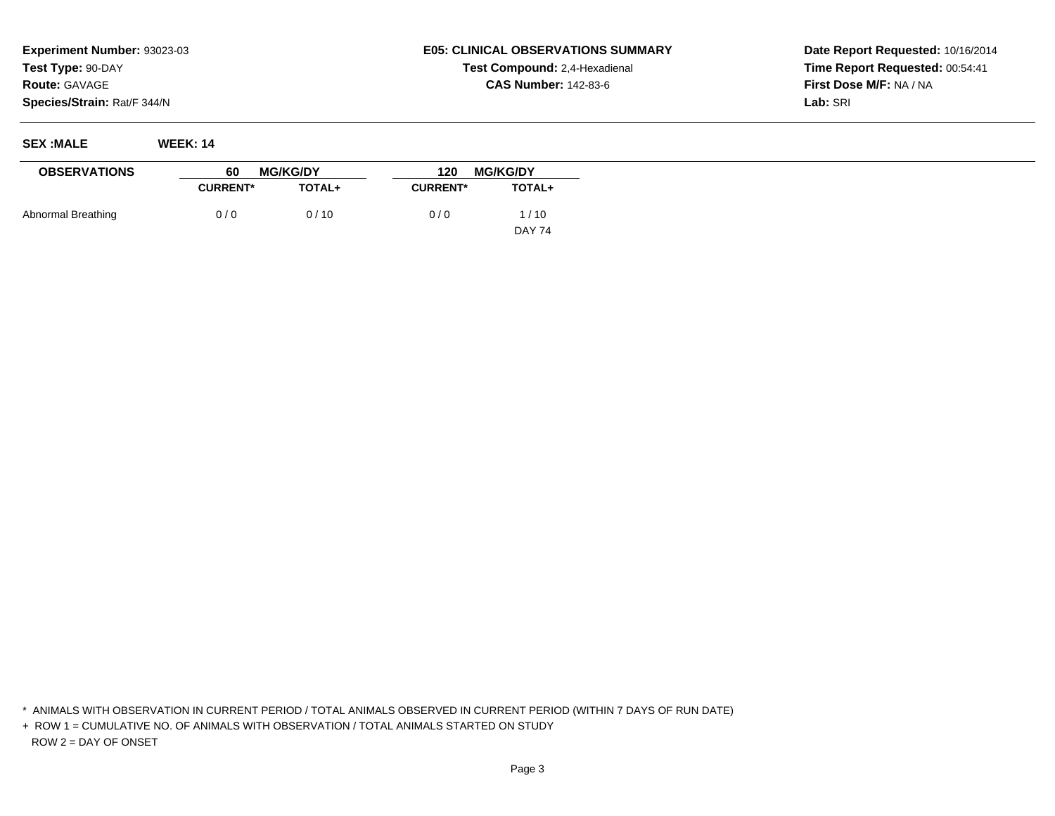**Experiment Number:** 93023-03
**Test Type:** 90-DAY
**Route:** GAVAGE
**Species/Strain:** Rat/F 344/N

**E05: CLINICAL OBSERVATIONS SUMMARY**
**Test Compound:** 2,4-Hexadienal
**CAS Number:** 142-83-6

**Date Report Requested:** 10/16/2014
**Time Report Requested:** 00:54:41
**First Dose M/F:** NA / NA
**Lab:** SRI

**SEX :MALE** **WEEK: 14**

| OBSERVATIONS | 60 MG/KG/DY | | 120 MG/KG/DY | |
|---|---|---|---|---|
| | CURRENT* | TOTAL+ | CURRENT* | TOTAL+ |
| Abnormal Breathing | 0 / 0 | 0 / 10 | 0 / 0 | 1 / 10 |
| | | | | DAY 74 |

* ANIMALS WITH OBSERVATION IN CURRENT PERIOD / TOTAL ANIMALS OBSERVED IN CURRENT PERIOD (WITHIN 7 DAYS OF RUN DATE)

+ ROW 1 = CUMULATIVE NO. OF ANIMALS WITH OBSERVATION / TOTAL ANIMALS STARTED ON STUDY
ROW 2 = DAY OF ONSET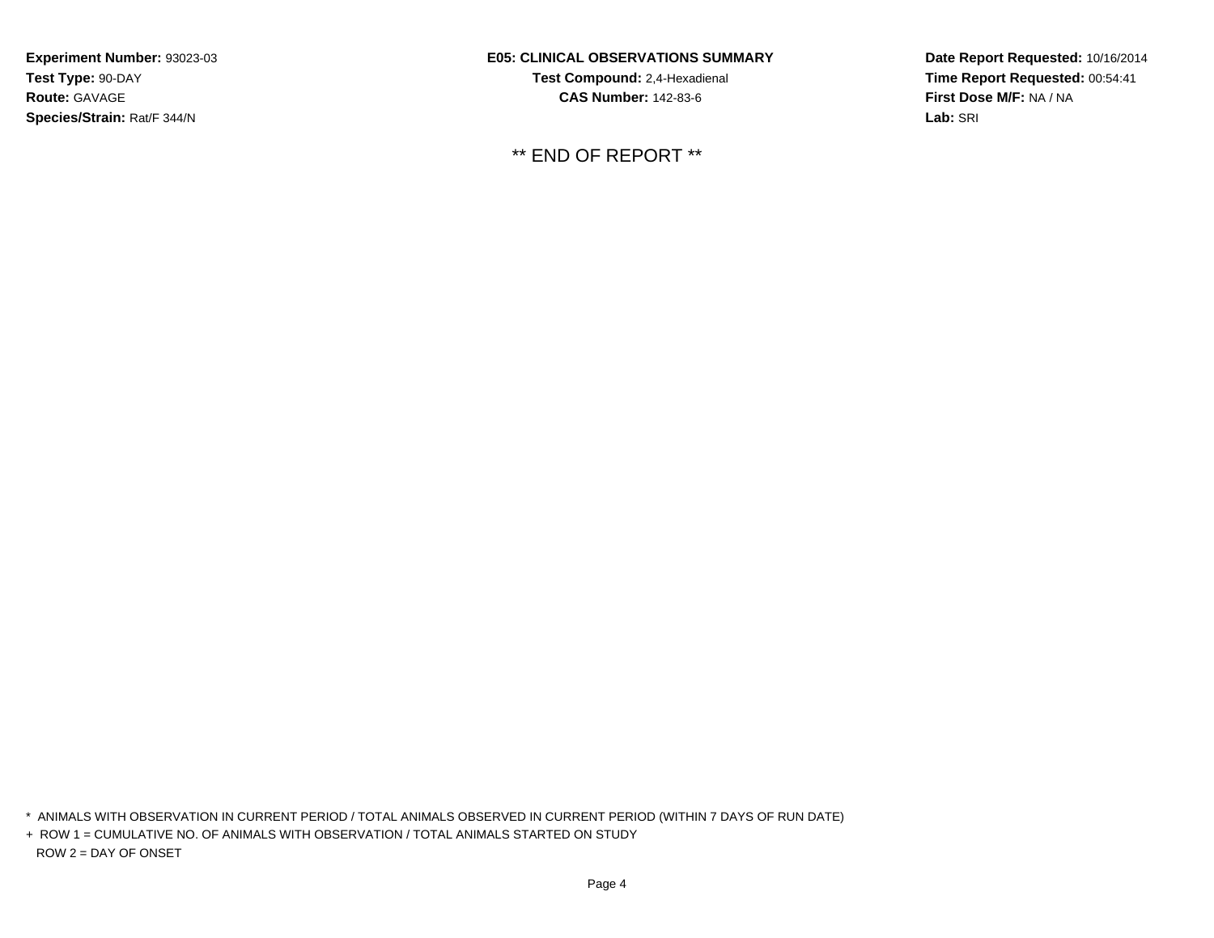**Experiment Number:** 93023-03
**Test Type:** 90-DAY
**Route:** GAVAGE
**Species/Strain:** Rat/F 344/N

**E05: CLINICAL OBSERVATIONS SUMMARY**
**Test Compound:** 2,4-Hexadienal
**CAS Number:** 142-83-6

**Date Report Requested:** 10/16/2014
**Time Report Requested:** 00:54:41
**First Dose M/F:** NA / NA
**Lab:** SRI

** END OF REPORT **

* ANIMALS WITH OBSERVATION IN CURRENT PERIOD / TOTAL ANIMALS OBSERVED IN CURRENT PERIOD (WITHIN 7 DAYS OF RUN DATE)

+ ROW 1 = CUMULATIVE NO. OF ANIMALS WITH OBSERVATION / TOTAL ANIMALS STARTED ON STUDY
ROW 2 = DAY OF ONSET